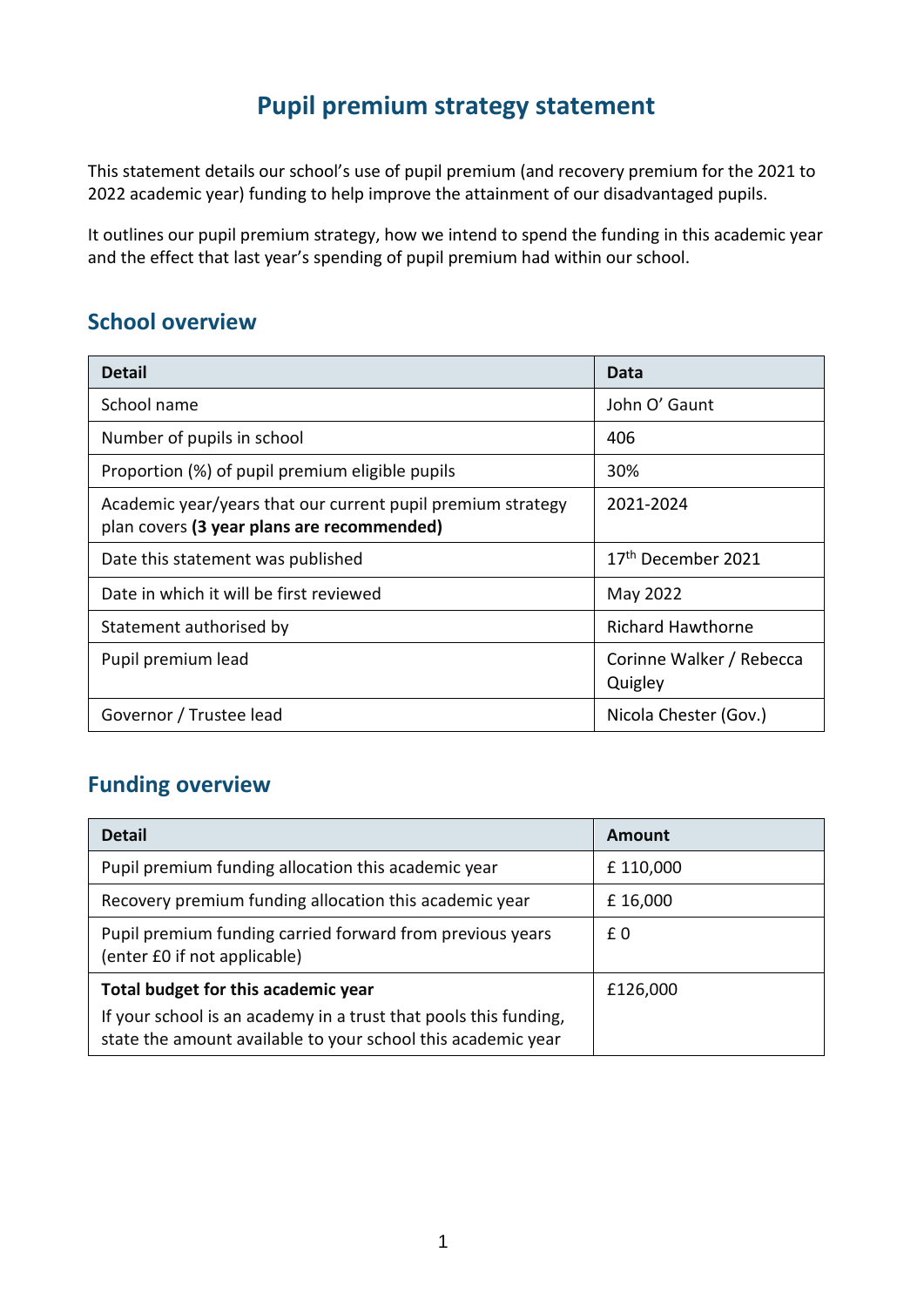# Pupil premium strategy statement

This statement details our school's use of pupil premium (and recovery premium for the 2021 to 2022 academic year) funding to help improve the attainment of our disadvantaged pupils.

It outlines our pupil premium strategy, how we intend to spend the funding in this academic year and the effect that last year's spending of pupil premium had within our school.

## School overview

| Detail | Data |
|---|---|
| School name | John O' Gaunt |
| Number of pupils in school | 406 |
| Proportion (%) of pupil premium eligible pupils | 30% |
| Academic year/years that our current pupil premium strategy plan covers **(3 year plans are recommended)** | 2021-2024 |
| Date this statement was published | 17th December 2021 |
| Date in which it will be first reviewed | May 2022 |
| Statement authorised by | Richard Hawthorne |
| Pupil premium lead | Corinne Walker / Rebecca Quigley |
| Governor / Trustee lead | Nicola Chester (Gov.) |

## Funding overview

| Detail | Amount |
|---|---|
| Pupil premium funding allocation this academic year | £ 110,000 |
| Recovery premium funding allocation this academic year | £ 16,000 |
| Pupil premium funding carried forward from previous years (enter £0 if not applicable) | £ 0 |
| **Total budget for this academic year**<br>If your school is an academy in a trust that pools this funding, state the amount available to your school this academic year | £126,000 |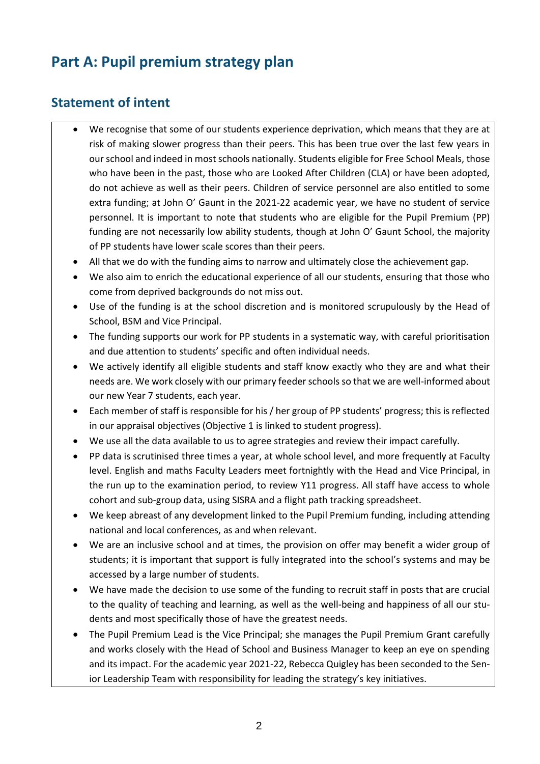# Part A: Pupil premium strategy plan

## Statement of intent

- We recognise that some of our students experience deprivation, which means that they are at risk of making slower progress than their peers. This has been true over the last few years in our school and indeed in most schools nationally. Students eligible for Free School Meals, those who have been in the past, those who are Looked After Children (CLA) or have been adopted, do not achieve as well as their peers. Children of service personnel are also entitled to some extra funding; at John O' Gaunt in the 2021-22 academic year, we have no student of service personnel. It is important to note that students who are eligible for the Pupil Premium (PP) funding are not necessarily low ability students, though at John O' Gaunt School, the majority of PP students have lower scale scores than their peers.
- All that we do with the funding aims to narrow and ultimately close the achievement gap.
- We also aim to enrich the educational experience of all our students, ensuring that those who come from deprived backgrounds do not miss out.
- Use of the funding is at the school discretion and is monitored scrupulously by the Head of School, BSM and Vice Principal.
- The funding supports our work for PP students in a systematic way, with careful prioritisation and due attention to students' specific and often individual needs.
- We actively identify all eligible students and staff know exactly who they are and what their needs are. We work closely with our primary feeder schools so that we are well-informed about our new Year 7 students, each year.
- Each member of staff is responsible for his / her group of PP students' progress; this is reflected in our appraisal objectives (Objective 1 is linked to student progress).
- We use all the data available to us to agree strategies and review their impact carefully.
- PP data is scrutinised three times a year, at whole school level, and more frequently at Faculty level. English and maths Faculty Leaders meet fortnightly with the Head and Vice Principal, in the run up to the examination period, to review Y11 progress. All staff have access to whole cohort and sub-group data, using SISRA and a flight path tracking spreadsheet.
- We keep abreast of any development linked to the Pupil Premium funding, including attending national and local conferences, as and when relevant.
- We are an inclusive school and at times, the provision on offer may benefit a wider group of students; it is important that support is fully integrated into the school's systems and may be accessed by a large number of students.
- We have made the decision to use some of the funding to recruit staff in posts that are crucial to the quality of teaching and learning, as well as the well-being and happiness of all our students and most specifically those of have the greatest needs.
- The Pupil Premium Lead is the Vice Principal; she manages the Pupil Premium Grant carefully and works closely with the Head of School and Business Manager to keep an eye on spending and its impact. For the academic year 2021-22, Rebecca Quigley has been seconded to the Senior Leadership Team with responsibility for leading the strategy's key initiatives.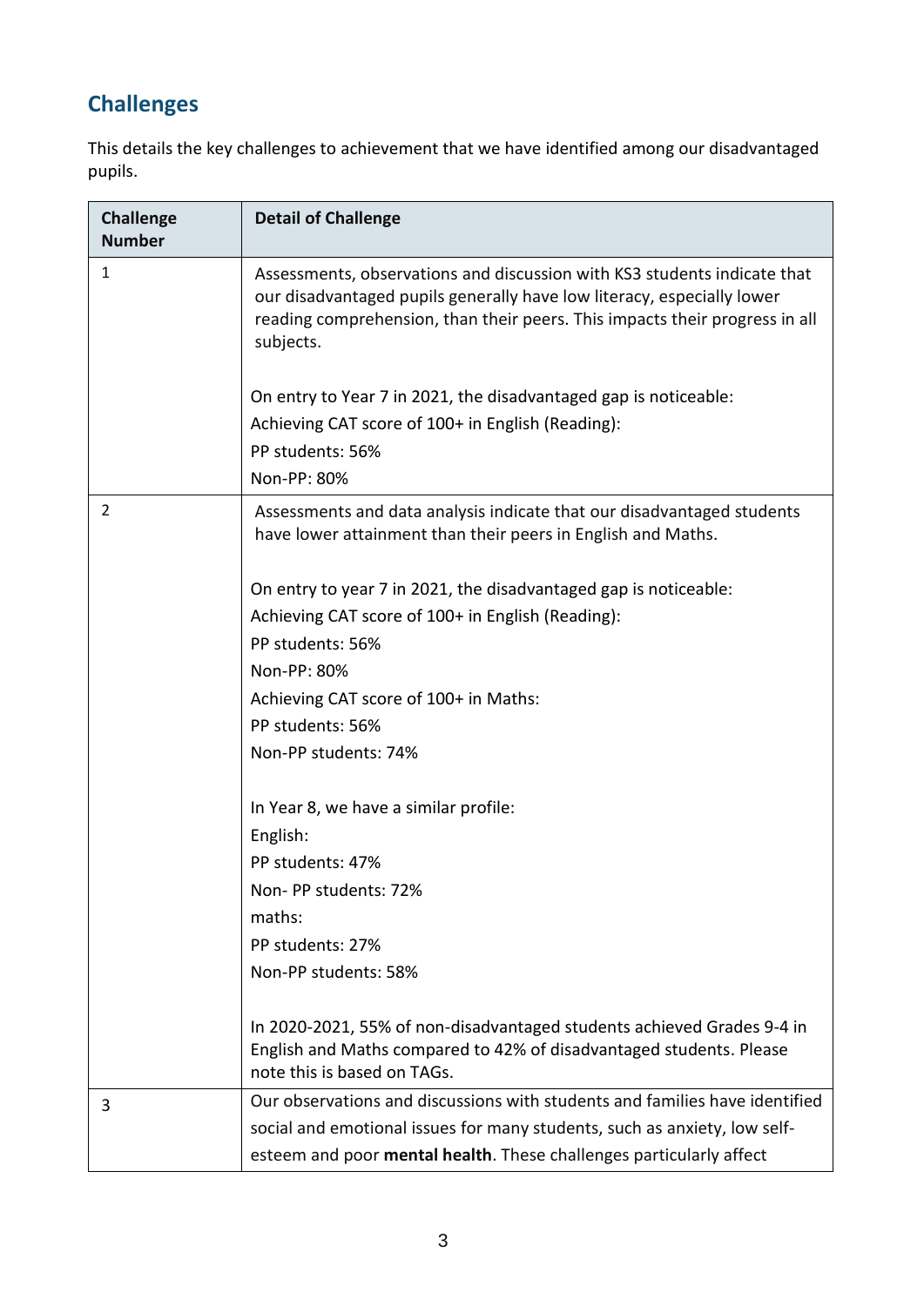## Challenges

This details the key challenges to achievement that we have identified among our disadvantaged pupils.

| Challenge Number | Detail of Challenge |
| --- | --- |
| 1 | Assessments, observations and discussion with KS3 students indicate that our disadvantaged pupils generally have low literacy, especially lower reading comprehension, than their peers. This impacts their progress in all subjects.<br><br>On entry to Year 7 in 2021, the disadvantaged gap is noticeable:<br>Achieving CAT score of 100+ in English (Reading):<br>PP students: 56%<br>Non-PP: 80% |
| 2 | Assessments and data analysis indicate that our disadvantaged students have lower attainment than their peers in English and Maths.<br><br>On entry to year 7 in 2021, the disadvantaged gap is noticeable:<br>Achieving CAT score of 100+ in English (Reading):<br>PP students: 56%<br>Non-PP: 80%<br>Achieving CAT score of 100+ in Maths:<br>PP students: 56%<br>Non-PP students: 74%<br><br>In Year 8, we have a similar profile:<br>English:<br>PP students: 47%<br>Non- PP students: 72%<br>maths:<br>PP students: 27%<br>Non-PP students: 58%<br><br>In 2020-2021, 55% of non-disadvantaged students achieved Grades 9-4 in English and Maths compared to 42% of disadvantaged students. Please note this is based on TAGs. |
| 3 | Our observations and discussions with students and families have identified social and emotional issues for many students, such as anxiety, low self-esteem and poor **mental health**. These challenges particularly affect |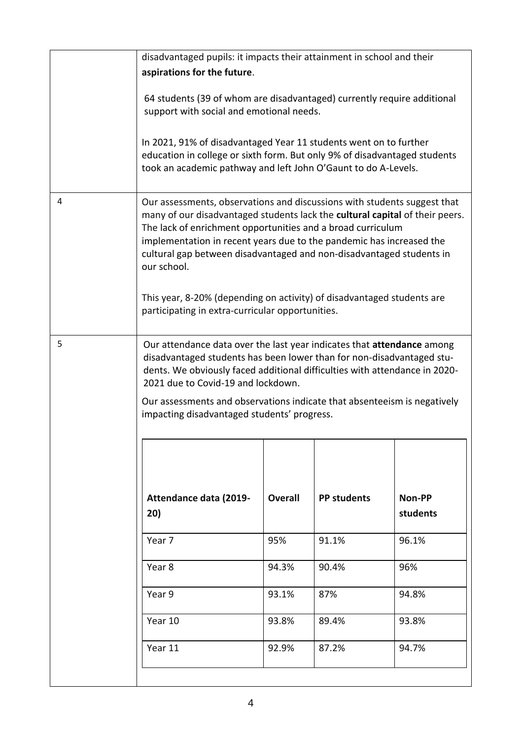| | |
|---|---|
| | disadvantaged pupils: it impacts their attainment in school and their **aspirations for the future**.<br><br>64 students (39 of whom are disadvantaged) currently require additional support with social and emotional needs.<br><br>In 2021, 91% of disadvantaged Year 11 students went on to further education in college or sixth form. But only 9% of disadvantaged students took an academic pathway and left John O'Gaunt to do A-Levels. |
| 4 | Our assessments, observations and discussions with students suggest that many of our disadvantaged students lack the **cultural capital** of their peers. The lack of enrichment opportunities and a broad curriculum implementation in recent years due to the pandemic has increased the cultural gap between disadvantaged and non-disadvantaged students in our school.<br><br>This year, 8-20% (depending on activity) of disadvantaged students are participating in extra-curricular opportunities. |
| 5 | Our attendance data over the last year indicates that **attendance** among disadvantaged students has been lower than for non-disadvantaged students. We obviously faced additional difficulties with attendance in 2020-2021 due to Covid-19 and lockdown.<br><br>Our assessments and observations indicate that absenteeism is negatively impacting disadvantaged students' progress. |

| **Attendance data (2019-20)** | **Overall** | **PP students** | **Non-PP students** |
|---|---|---|---|
| Year 7 | 95% | 91.1% | 96.1% |
| Year 8 | 94.3% | 90.4% | 96% |
| Year 9 | 93.1% | 87% | 94.8% |
| Year 10 | 93.8% | 89.4% | 93.8% |
| Year 11 | 92.9% | 87.2% | 94.7% |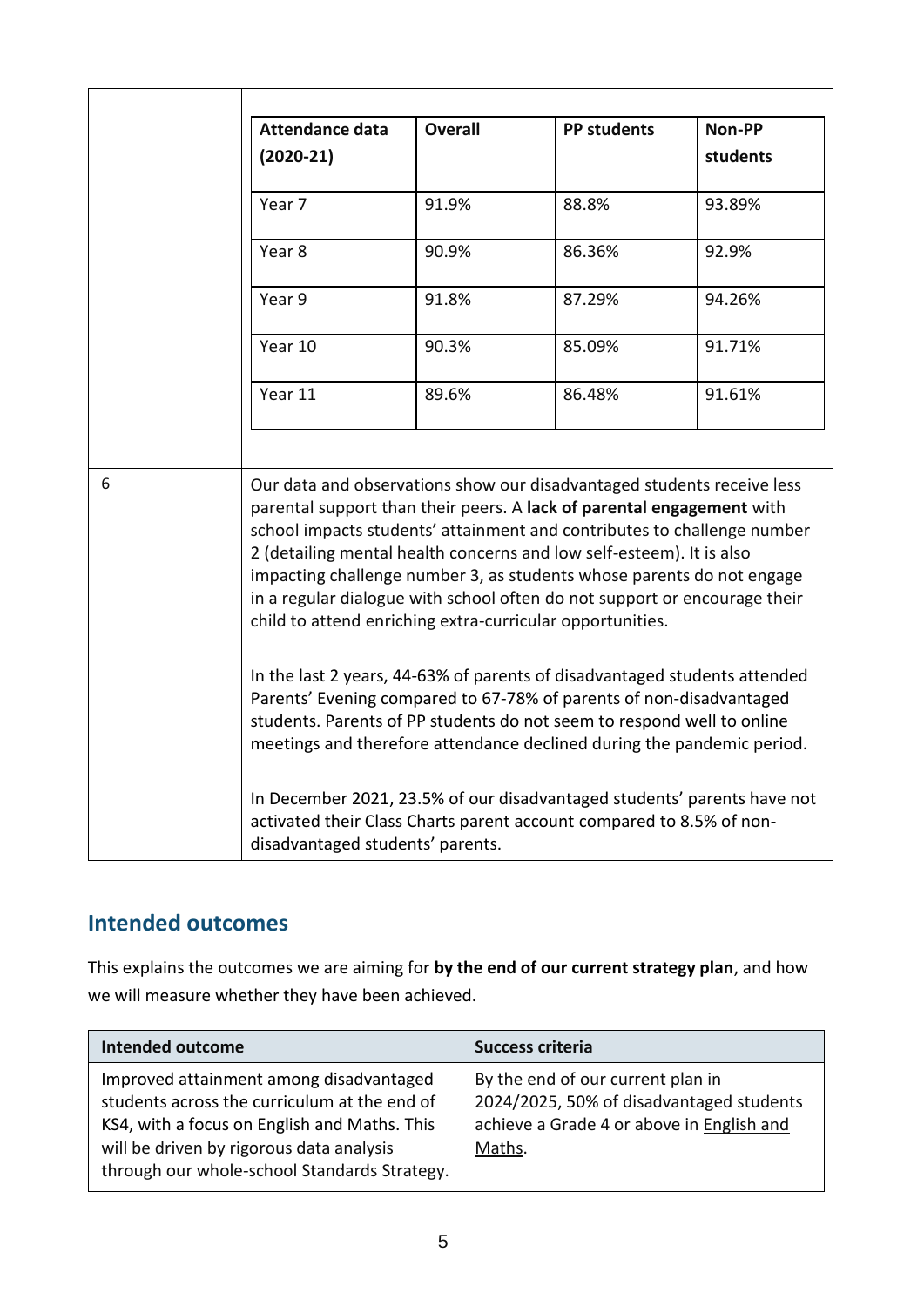| Attendance data (2020-21) | Overall | PP students | Non-PP students |
|---|---|---|---|
| Year 7 | 91.9% | 88.8% | 93.89% |
| Year 8 | 90.9% | 86.36% | 92.9% |
| Year 9 | 91.8% | 87.29% | 94.26% |
| Year 10 | 90.3% | 85.09% | 91.71% |
| Year 11 | 89.6% | 86.48% | 91.61% |

| | |
|---|---|
| 6 | Our data and observations show our disadvantaged students receive less parental support than their peers. A **lack of parental engagement** with school impacts students' attainment and contributes to challenge number 2 (detailing mental health concerns and low self-esteem). It is also impacting challenge number 3, as students whose parents do not engage in a regular dialogue with school often do not support or encourage their child to attend enriching extra-curricular opportunities.<br><br>In the last 2 years, 44-63% of parents of disadvantaged students attended Parents' Evening compared to 67-78% of parents of non-disadvantaged students. Parents of PP students do not seem to respond well to online meetings and therefore attendance declined during the pandemic period.<br><br>In December 2021, 23.5% of our disadvantaged students' parents have not activated their Class Charts parent account compared to 8.5% of non-disadvantaged students' parents. |

## Intended outcomes

This explains the outcomes we are aiming for **by the end of our current strategy plan**, and how we will measure whether they have been achieved.

| Intended outcome | Success criteria |
|---|---|
| Improved attainment among disadvantaged students across the curriculum at the end of KS4, with a focus on English and Maths. This will be driven by rigorous data analysis through our whole-school Standards Strategy. | By the end of our current plan in 2024/2025, 50% of disadvantaged students achieve a Grade 4 or above in English and Maths. |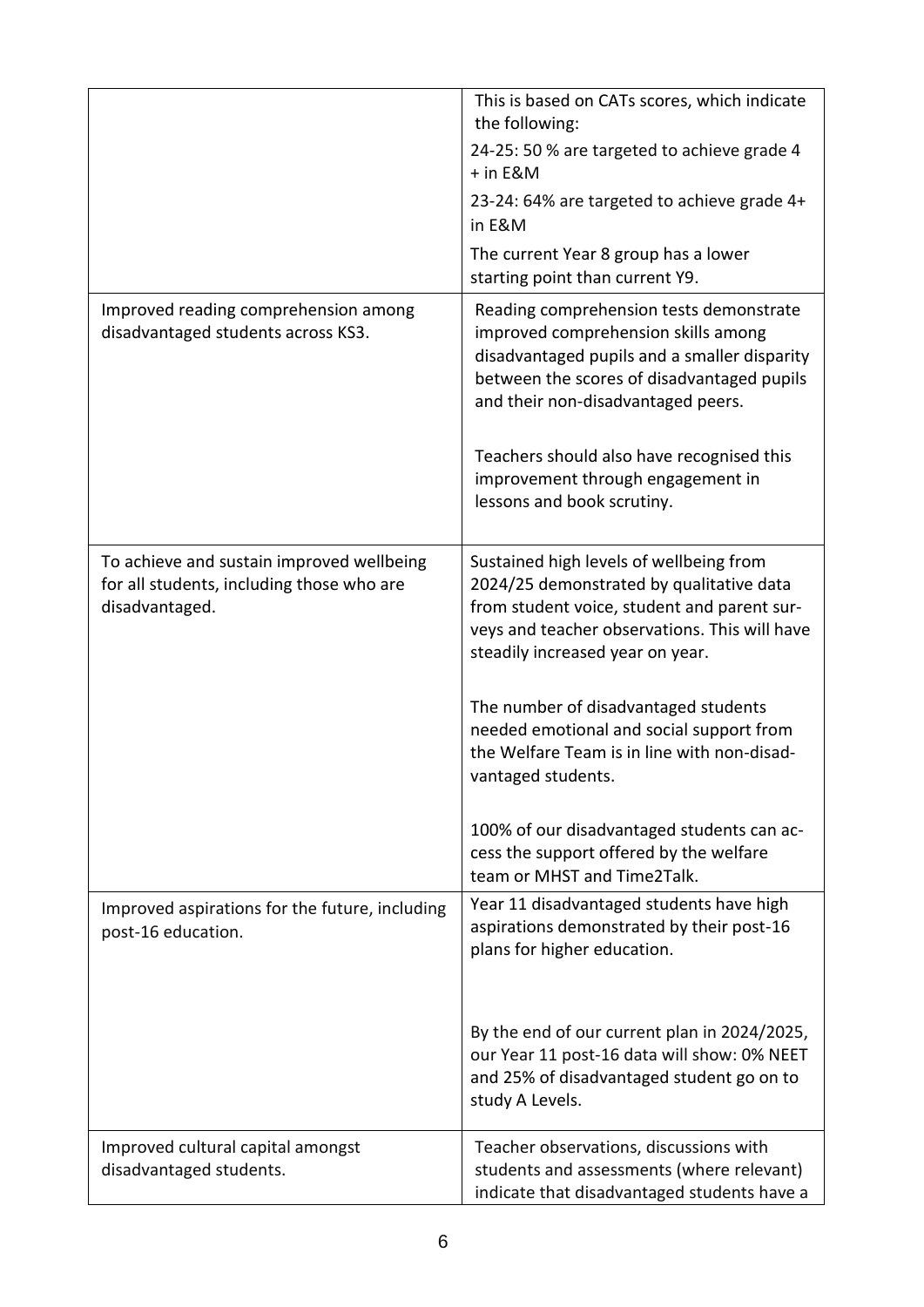| | |
|---|---|
| | This is based on CATs scores, which indicate the following:<br>24-25: 50 % are targeted to achieve grade 4 + in E&M<br>23-24: 64% are targeted to achieve grade 4+ in E&M<br>The current Year 8 group has a lower starting point than current Y9. |
| Improved reading comprehension among disadvantaged students across KS3. | Reading comprehension tests demonstrate improved comprehension skills among disadvantaged pupils and a smaller disparity between the scores of disadvantaged pupils and their non-disadvantaged peers.<br><br>Teachers should also have recognised this improvement through engagement in lessons and book scrutiny. |
| To achieve and sustain improved wellbeing for all students, including those who are disadvantaged. | Sustained high levels of wellbeing from 2024/25 demonstrated by qualitative data from student voice, student and parent surveys and teacher observations. This will have steadily increased year on year.<br><br>The number of disadvantaged students needed emotional and social support from the Welfare Team is in line with non-disadvantaged students.<br><br>100% of our disadvantaged students can access the support offered by the welfare team or MHST and Time2Talk. |
| Improved aspirations for the future, including post-16 education. | Year 11 disadvantaged students have high aspirations demonstrated by their post-16 plans for higher education.<br><br>By the end of our current plan in 2024/2025, our Year 11 post-16 data will show: 0% NEET and 25% of disadvantaged student go on to study A Levels. |
| Improved cultural capital amongst disadvantaged students. | Teacher observations, discussions with students and assessments (where relevant) indicate that disadvantaged students have a |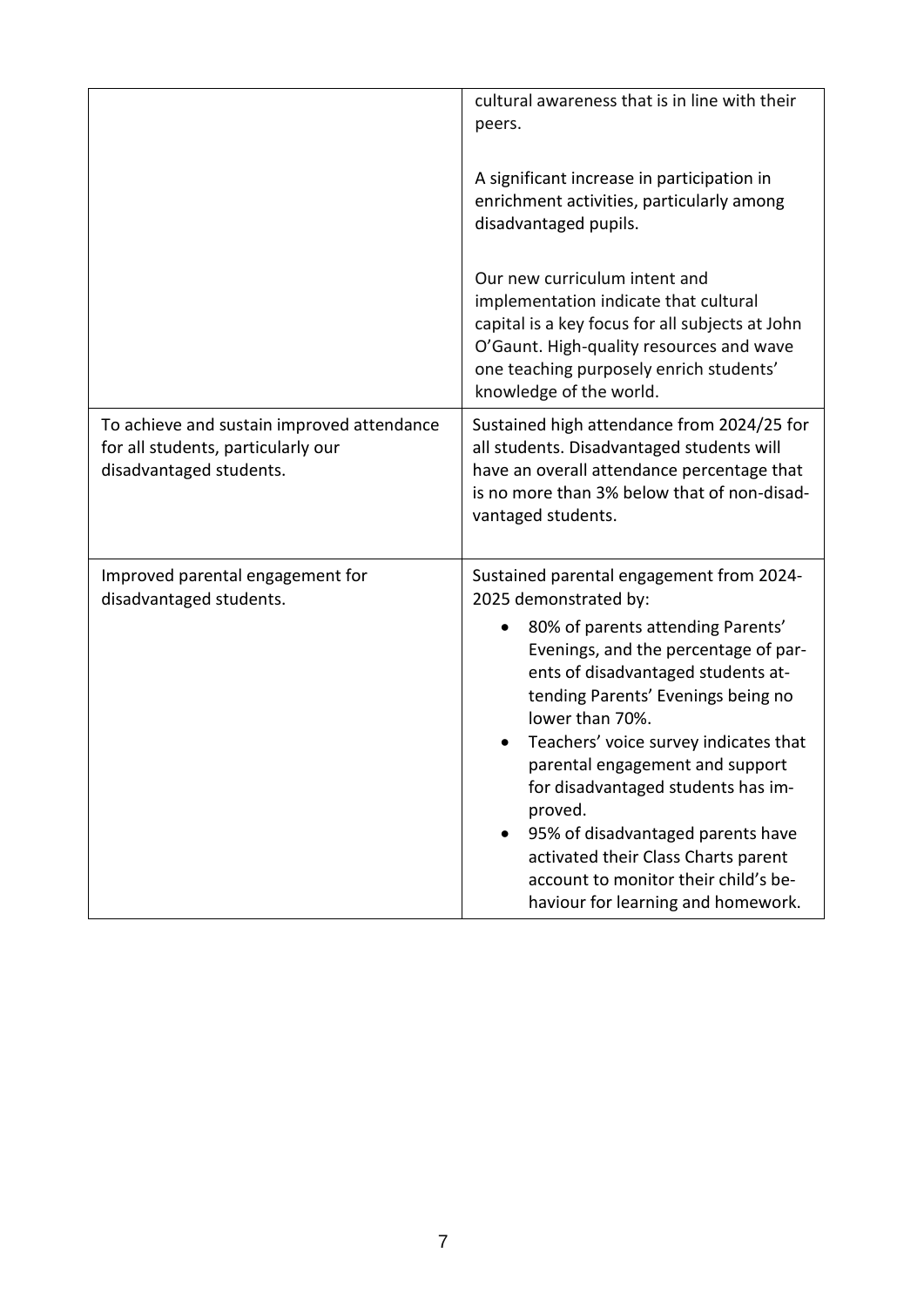| | |
|---|---|
| | cultural awareness that is in line with their peers.<br><br>A significant increase in participation in enrichment activities, particularly among disadvantaged pupils.<br><br>Our new curriculum intent and implementation indicate that cultural capital is a key focus for all subjects at John O'Gaunt. High-quality resources and wave one teaching purposely enrich students' knowledge of the world. |
| To achieve and sustain improved attendance for all students, particularly our disadvantaged students. | Sustained high attendance from 2024/25 for all students. Disadvantaged students will have an overall attendance percentage that is no more than 3% below that of non-disadvantaged students. |
| Improved parental engagement for disadvantaged students. | Sustained parental engagement from 2024-2025 demonstrated by:<br>• 80% of parents attending Parents' Evenings, and the percentage of parents of disadvantaged students attending Parents' Evenings being no lower than 70%.<br>• Teachers' voice survey indicates that parental engagement and support for disadvantaged students has improved.<br>• 95% of disadvantaged parents have activated their Class Charts parent account to monitor their child's behaviour for learning and homework. |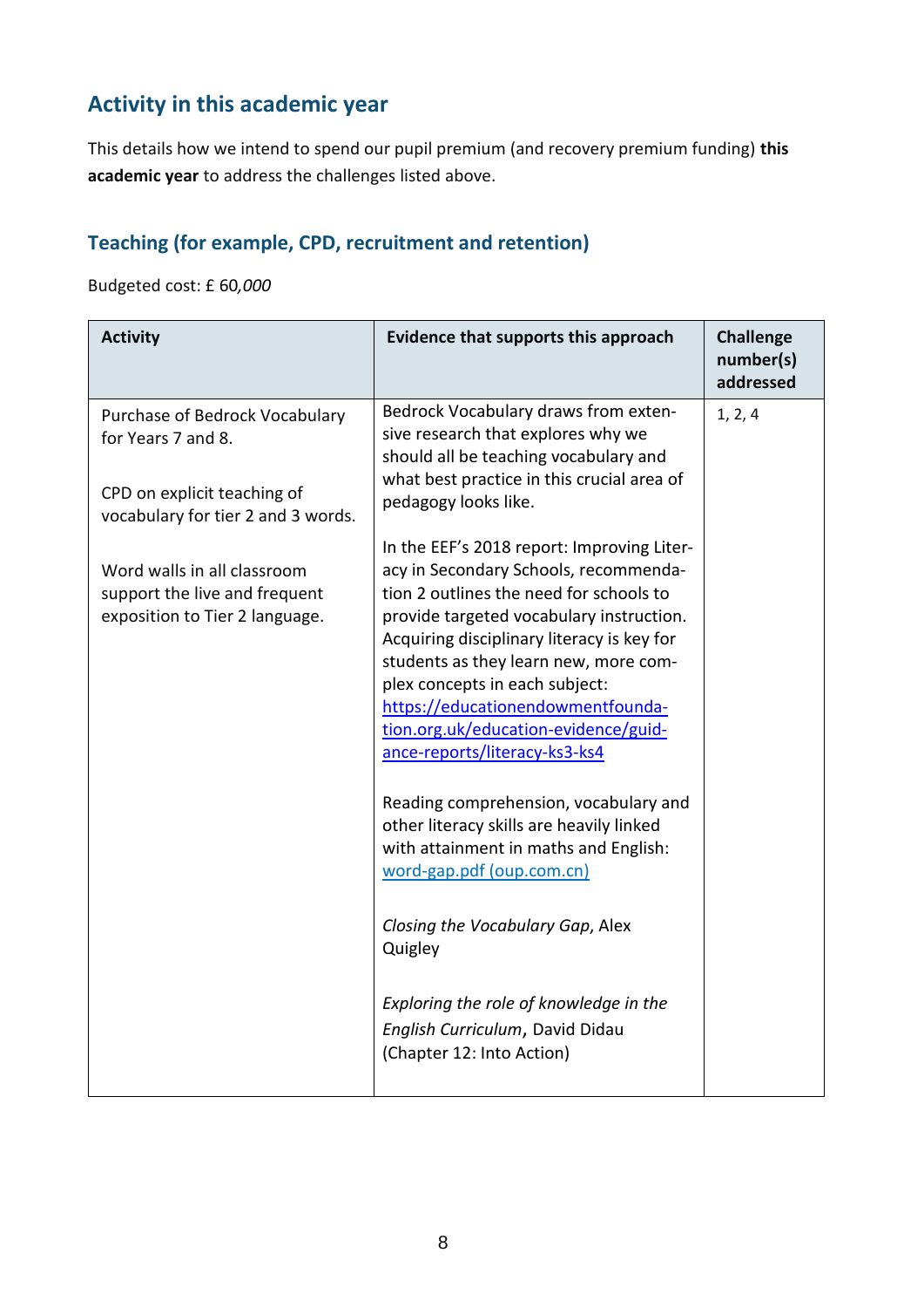## Activity in this academic year

This details how we intend to spend our pupil premium (and recovery premium funding) **this academic year** to address the challenges listed above.

### Teaching (for example, CPD, recruitment and retention)

Budgeted cost: £ 60*,000*

| Activity | Evidence that supports this approach | Challenge number(s) addressed |
|---|---|---|
| Purchase of Bedrock Vocabulary for Years 7 and 8.<br><br>CPD on explicit teaching of vocabulary for tier 2 and 3 words.<br><br>Word walls in all classroom support the live and frequent exposition to Tier 2 language. | Bedrock Vocabulary draws from extensive research that explores why we should all be teaching vocabulary and what best practice in this crucial area of pedagogy looks like.<br><br>In the EEF's 2018 report: Improving Literacy in Secondary Schools, recommendation 2 outlines the need for schools to provide targeted vocabulary instruction. Acquiring disciplinary literacy is key for students as they learn new, more complex concepts in each subject: [https://educationendowmentfoundation.org.uk/education-evidence/guidance-reports/literacy-ks3-ks4](https://educationendowmentfoundation.org.uk/education-evidence/guidance-reports/literacy-ks3-ks4)<br><br>Reading comprehension, vocabulary and other literacy skills are heavily linked with attainment in maths and English: word-gap.pdf (oup.com.cn)<br><br>*Closing the Vocabulary Gap*, Alex Quigley<br><br>*Exploring the role of knowledge in the English Curriculum*, David Didau (Chapter 12: Into Action) | 1, 2, 4 |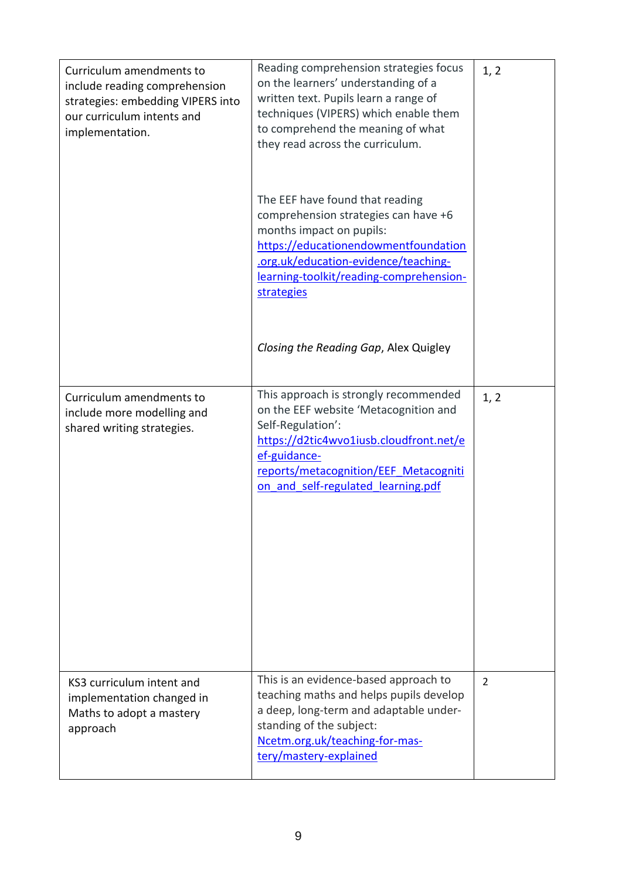| | | |
|---|---|---|
| Curriculum amendments to include reading comprehension strategies: embedding VIPERS into our curriculum intents and implementation. | Reading comprehension strategies focus on the learners' understanding of a written text. Pupils learn a range of techniques (VIPERS) which enable them to comprehend the meaning of what they read across the curriculum.<br><br>The EEF have found that reading comprehension strategies can have +6 months impact on pupils: [https://educationendowmentfoundation.org.uk/education-evidence/teaching-learning-toolkit/reading-comprehension-strategies](https://educationendowmentfoundation.org.uk/education-evidence/teaching-learning-toolkit/reading-comprehension-strategies)<br><br>*Closing the Reading Gap*, Alex Quigley | 1, 2 |
| Curriculum amendments to include more modelling and shared writing strategies. | This approach is strongly recommended on the EEF website 'Metacognition and Self-Regulation': [https://d2tic4wvo1iusb.cloudfront.net/eef-guidance-reports/metacognition/EEF_Metacognition_and_self-regulated_learning.pdf](https://d2tic4wvo1iusb.cloudfront.net/eef-guidance-reports/metacognition/EEF_Metacognition_and_self-regulated_learning.pdf) | 1, 2 |
| KS3 curriculum intent and implementation changed in Maths to adopt a mastery approach | This is an evidence-based approach to teaching maths and helps pupils develop a deep, long-term and adaptable under-standing of the subject: [Ncetm.org.uk/teaching-for-mastery/mastery-explained](Ncetm.org.uk/teaching-for-mastery/mastery-explained) | 2 |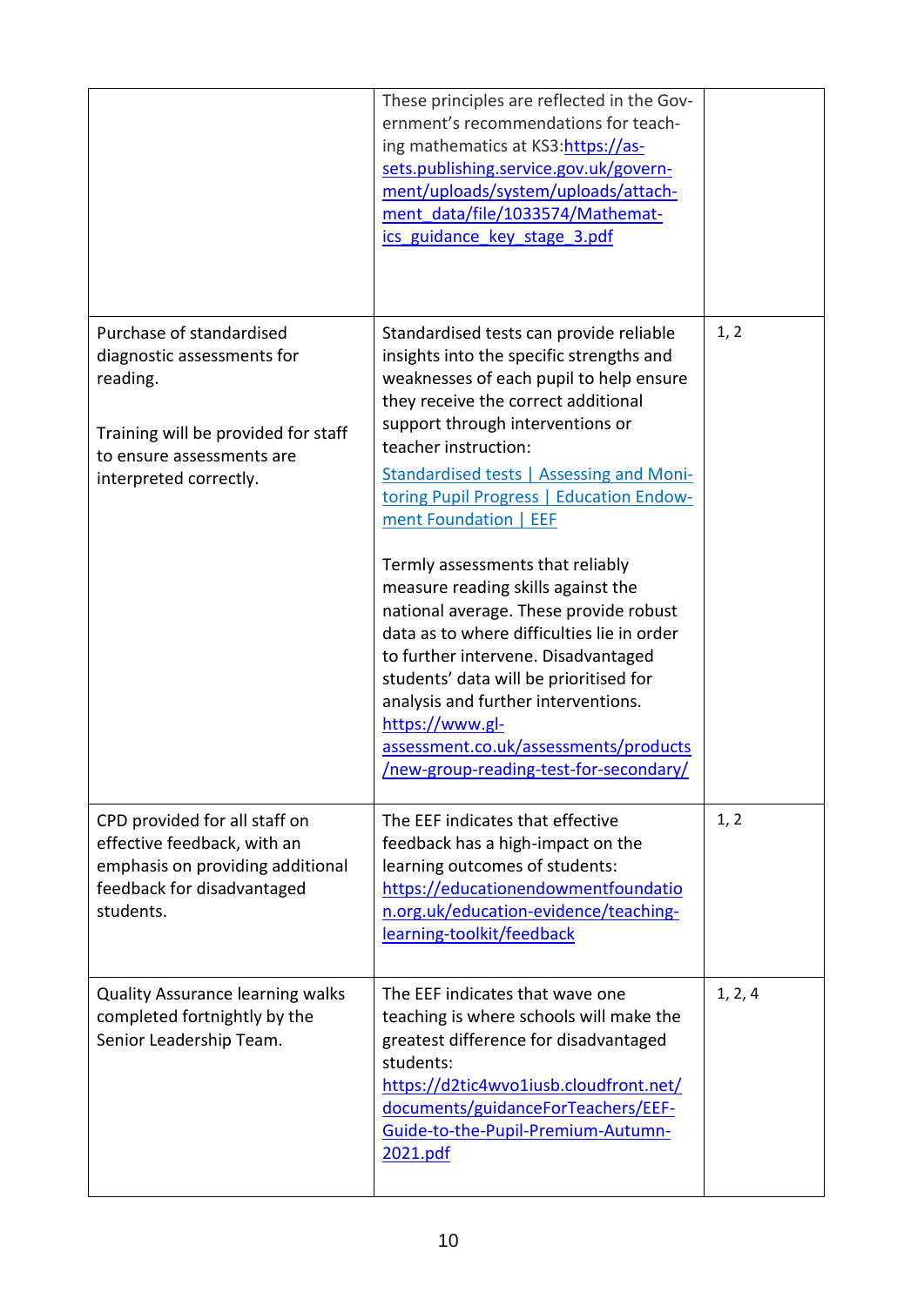| | | |
|---|---|---|
| | These principles are reflected in the Government's recommendations for teaching mathematics at KS3:[https://assets.publishing.service.gov.uk/government/uploads/system/uploads/attachment_data/file/1033574/Mathematics_guidance_key_stage_3.pdf](https://assets.publishing.service.gov.uk/government/uploads/system/uploads/attachment_data/file/1033574/Mathematics_guidance_key_stage_3.pdf) | |
| Purchase of standardised diagnostic assessments for reading.<br><br>Training will be provided for staff to ensure assessments are interpreted correctly. | Standardised tests can provide reliable insights into the specific strengths and weaknesses of each pupil to help ensure they receive the correct additional support through interventions or teacher instruction:<br>Standardised tests \| Assessing and Monitoring Pupil Progress \| Education Endowment Foundation \| EEF<br><br>Termly assessments that reliably measure reading skills against the national average. These provide robust data as to where difficulties lie in order to further intervene. Disadvantaged students' data will be prioritised for analysis and further interventions.<br>[https://www.gl-assessment.co.uk/assessments/products/new-group-reading-test-for-secondary/](https://www.gl-assessment.co.uk/assessments/products/new-group-reading-test-for-secondary/) | 1, 2 |
| CPD provided for all staff on effective feedback, with an emphasis on providing additional feedback for disadvantaged students. | The EEF indicates that effective feedback has a high-impact on the learning outcomes of students:<br>[https://educationendowmentfoundation.org.uk/education-evidence/teaching-learning-toolkit/feedback](https://educationendowmentfoundation.org.uk/education-evidence/teaching-learning-toolkit/feedback) | 1, 2 |
| Quality Assurance learning walks completed fortnightly by the Senior Leadership Team. | The EEF indicates that wave one teaching is where schools will make the greatest difference for disadvantaged students:<br>[https://d2tic4wvo1iusb.cloudfront.net/documents/guidanceForTeachers/EEF-Guide-to-the-Pupil-Premium-Autumn-2021.pdf](https://d2tic4wvo1iusb.cloudfront.net/documents/guidanceForTeachers/EEF-Guide-to-the-Pupil-Premium-Autumn-2021.pdf) | 1, 2, 4 |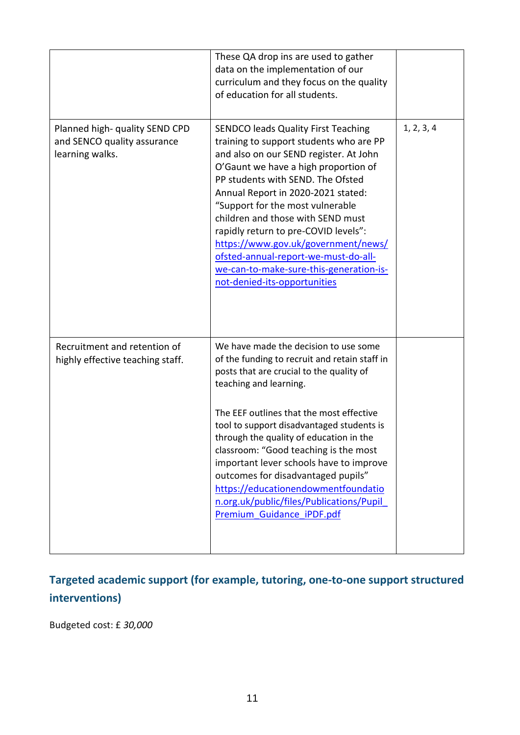| | | |
|---|---|---|
| | These QA drop ins are used to gather data on the implementation of our curriculum and they focus on the quality of education for all students. | |
| Planned high- quality SEND CPD and SENCO quality assurance learning walks. | SENDCO leads Quality First Teaching training to support students who are PP and also on our SEND register. At John O'Gaunt we have a high proportion of PP students with SEND. The Ofsted Annual Report in 2020-2021 stated: "Support for the most vulnerable children and those with SEND must rapidly return to pre-COVID levels": [https://www.gov.uk/government/news/ofsted-annual-report-we-must-do-all-we-can-to-make-sure-this-generation-is-not-denied-its-opportunities](https://www.gov.uk/government/news/ofsted-annual-report-we-must-do-all-we-can-to-make-sure-this-generation-is-not-denied-its-opportunities) | 1, 2, 3, 4 |
| Recruitment and retention of highly effective teaching staff. | We have made the decision to use some of the funding to recruit and retain staff in posts that are crucial to the quality of teaching and learning.<br><br>The EEF outlines that the most effective tool to support disadvantaged students is through the quality of education in the classroom: "Good teaching is the most important lever schools have to improve outcomes for disadvantaged pupils" [https://educationendowmentfoundation.org.uk/public/files/Publications/Pupil_Premium_Guidance_iPDF.pdf](https://educationendowmentfoundation.org.uk/public/files/Publications/Pupil_Premium_Guidance_iPDF.pdf) | |

## Targeted academic support (for example, tutoring, one-to-one support structured interventions)

Budgeted cost: £ *30,000*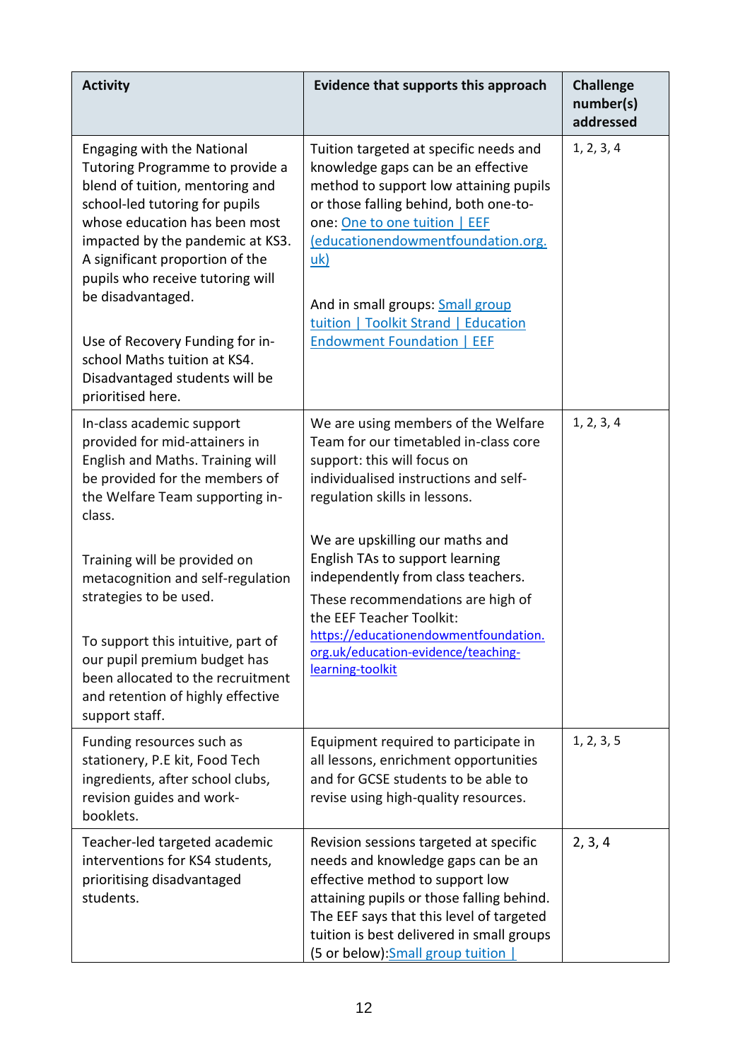| Activity | Evidence that supports this approach | Challenge number(s) addressed |
|---|---|---|
| Engaging with the National Tutoring Programme to provide a blend of tuition, mentoring and school-led tutoring for pupils whose education has been most impacted by the pandemic at KS3. A significant proportion of the pupils who receive tutoring will be disadvantaged.<br><br>Use of Recovery Funding for in-school Maths tuition at KS4. Disadvantaged students will be prioritised here. | Tuition targeted at specific needs and knowledge gaps can be an effective method to support low attaining pupils or those falling behind, both one-to-one: [One to one tuition \| EEF (educationendowmentfoundation.org.uk)](https://educationendowmentfoundation.org.uk)<br><br>And in small groups: [Small group tuition \| Toolkit Strand \| Education Endowment Foundation \| EEF](https://educationendowmentfoundation.org.uk) | 1, 2, 3, 4 |
| In-class academic support provided for mid-attainers in English and Maths. Training will be provided for the members of the Welfare Team supporting in-class.<br><br>Training will be provided on metacognition and self-regulation strategies to be used.<br><br>To support this intuitive, part of our pupil premium budget has been allocated to the recruitment and retention of highly effective support staff. | We are using members of the Welfare Team for our timetabled in-class core support: this will focus on individualised instructions and self-regulation skills in lessons.<br><br>We are upskilling our maths and English TAs to support learning independently from class teachers.<br>These recommendations are high of the EEF Teacher Toolkit: [https://educationendowmentfoundation.org.uk/education-evidence/teaching-learning-toolkit](https://educationendowmentfoundation.org.uk/education-evidence/teaching-learning-toolkit) | 1, 2, 3, 4 |
| Funding resources such as stationery, P.E kit, Food Tech ingredients, after school clubs, revision guides and work-booklets. | Equipment required to participate in all lessons, enrichment opportunities and for GCSE students to be able to revise using high-quality resources. | 1, 2, 3, 5 |
| Teacher-led targeted academic interventions for KS4 students, prioritising disadvantaged students. | Revision sessions targeted at specific needs and knowledge gaps can be an effective method to support low attaining pupils or those falling behind. The EEF says that this level of targeted tuition is best delivered in small groups (5 or below):[Small group tuition \|](https://educationendowmentfoundation.org.uk) | 2, 3, 4 |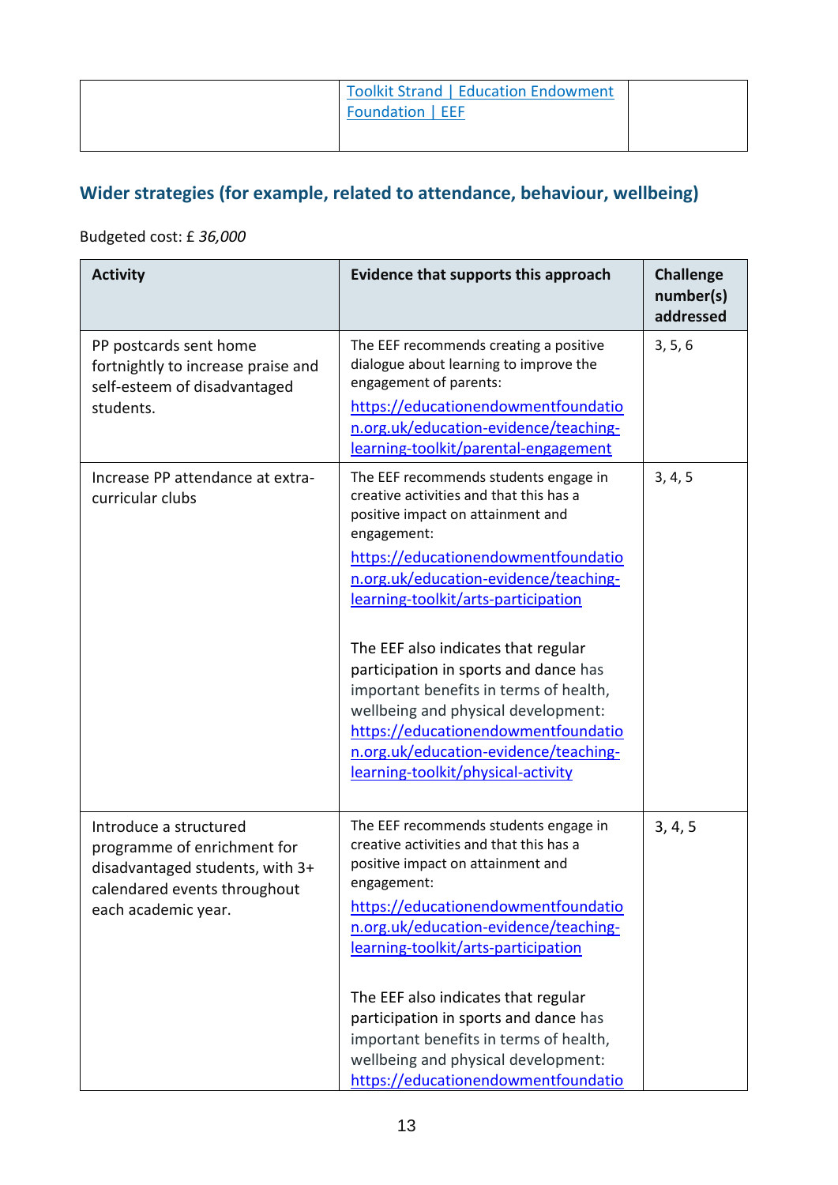| | [Toolkit Strand \| Education Endowment Foundation \| EEF](#) | |
|---|---|---|

## Wider strategies (for example, related to attendance, behaviour, wellbeing)

Budgeted cost: £ *36,000*

| Activity | Evidence that supports this approach | Challenge number(s) addressed |
|---|---|---|
| PP postcards sent home fortnightly to increase praise and self-esteem of disadvantaged students. | The EEF recommends creating a positive dialogue about learning to improve the engagement of parents: https://educationendowmentfoundation.org.uk/education-evidence/teaching-learning-toolkit/parental-engagement | 3, 5, 6 |
| Increase PP attendance at extra-curricular clubs | The EEF recommends students engage in creative activities and that this has a positive impact on attainment and engagement: https://educationendowmentfoundation.org.uk/education-evidence/teaching-learning-toolkit/arts-participation<br><br>The EEF also indicates that regular participation in sports and dance has important benefits in terms of health, wellbeing and physical development: https://educationendowmentfoundation.org.uk/education-evidence/teaching-learning-toolkit/physical-activity | 3, 4, 5 |
| Introduce a structured programme of enrichment for disadvantaged students, with 3+ calendared events throughout each academic year. | The EEF recommends students engage in creative activities and that this has a positive impact on attainment and engagement: https://educationendowmentfoundation.org.uk/education-evidence/teaching-learning-toolkit/arts-participation<br><br>The EEF also indicates that regular participation in sports and dance has important benefits in terms of health, wellbeing and physical development: https://educationendowmentfoundatio | 3, 4, 5 |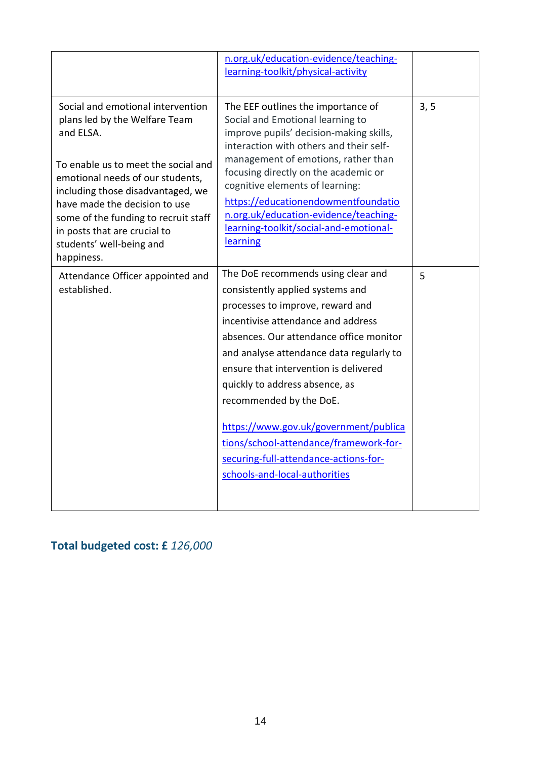| | | |
|---|---|---|
| | n.org.uk/education-evidence/teaching-learning-toolkit/physical-activity | |
| Social and emotional intervention plans led by the Welfare Team and ELSA.<br><br>To enable us to meet the social and emotional needs of our students, including those disadvantaged, we have made the decision to use some of the funding to recruit staff in posts that are crucial to students' well-being and happiness. | The EEF outlines the importance of Social and Emotional learning to improve pupils' decision-making skills, interaction with others and their self-management of emotions, rather than focusing directly on the academic or cognitive elements of learning:<br>https://educationendowmentfoundation.org.uk/education-evidence/teaching-learning-toolkit/social-and-emotional-learning | 3, 5 |
| Attendance Officer appointed and established. | The DoE recommends using clear and consistently applied systems and processes to improve, reward and incentivise attendance and address absences. Our attendance office monitor and analyse attendance data regularly to ensure that intervention is delivered quickly to address absence, as recommended by the DoE.<br><br>https://www.gov.uk/government/publications/school-attendance/framework-for-securing-full-attendance-actions-for-schools-and-local-authorities | 5 |

## Total budgeted cost: £ *126,000*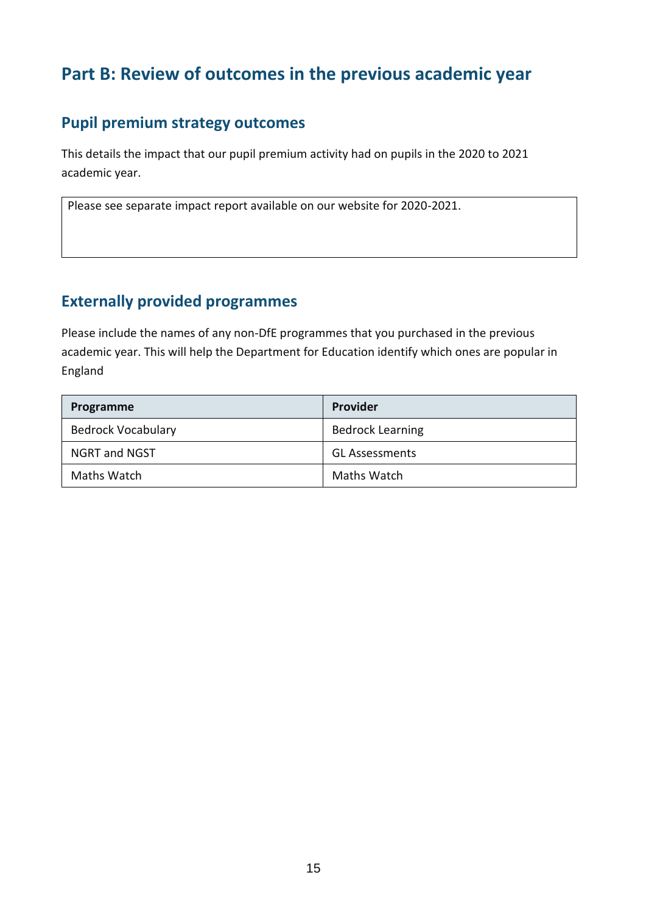# Part B: Review of outcomes in the previous academic year

## Pupil premium strategy outcomes

This details the impact that our pupil premium activity had on pupils in the 2020 to 2021 academic year.

| Please see separate impact report available on our website for 2020-2021. |
|---|

## Externally provided programmes

Please include the names of any non-DfE programmes that you purchased in the previous academic year. This will help the Department for Education identify which ones are popular in England

| Programme | Provider |
|---|---|
| Bedrock Vocabulary | Bedrock Learning |
| NGRT and NGST | GL Assessments |
| Maths Watch | Maths Watch |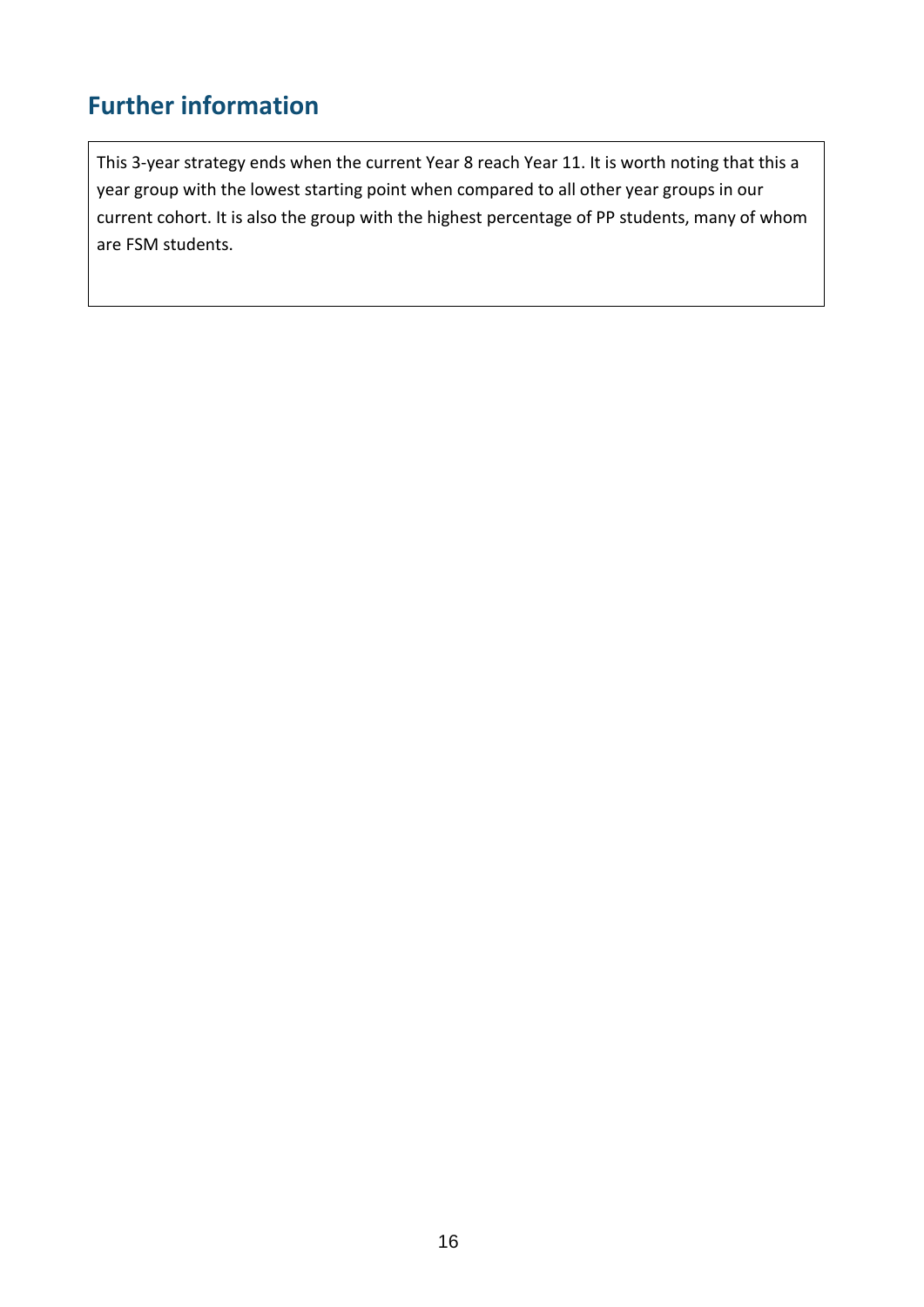## Further information

This 3-year strategy ends when the current Year 8 reach Year 11. It is worth noting that this a year group with the lowest starting point when compared to all other year groups in our current cohort. It is also the group with the highest percentage of PP students, many of whom are FSM students.